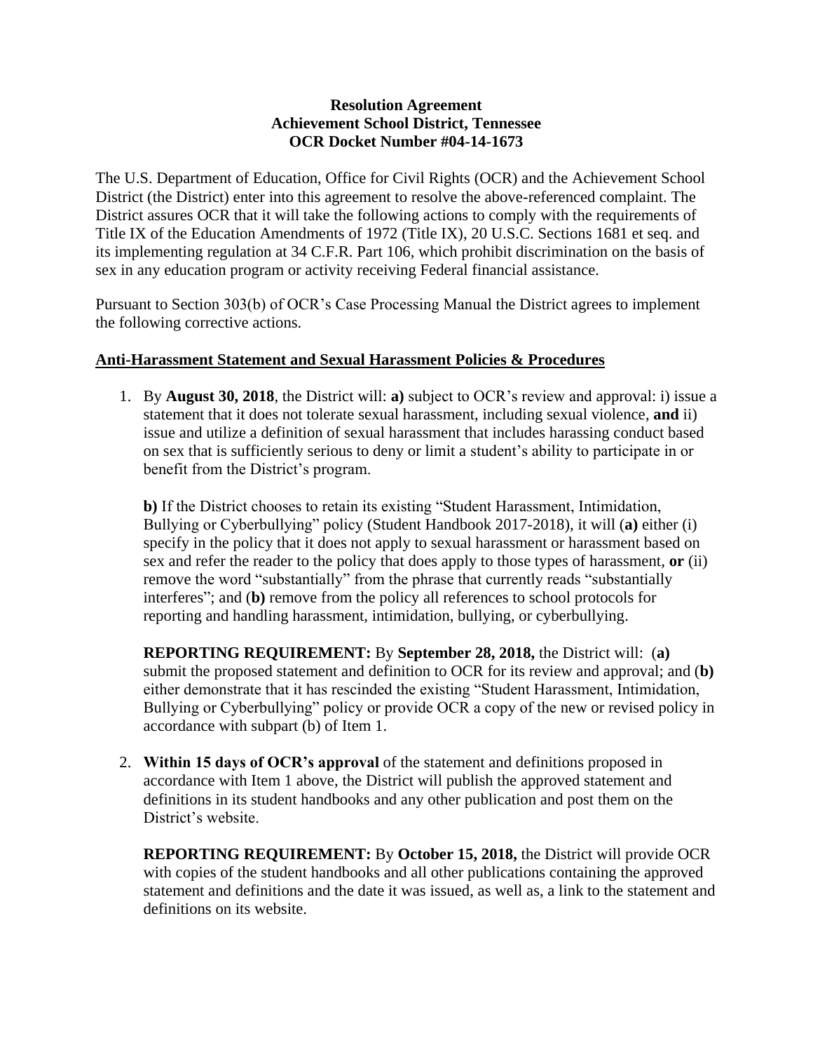**Resolution Agreement**
**Achievement School District, Tennessee**
**OCR Docket Number #04-14-1673**

The U.S. Department of Education, Office for Civil Rights (OCR) and the Achievement School District (the District) enter into this agreement to resolve the above-referenced complaint. The District assures OCR that it will take the following actions to comply with the requirements of Title IX of the Education Amendments of 1972 (Title IX), 20 U.S.C. Sections 1681 et seq. and its implementing regulation at 34 C.F.R. Part 106, which prohibit discrimination on the basis of sex in any education program or activity receiving Federal financial assistance.

Pursuant to Section 303(b) of OCR's Case Processing Manual the District agrees to implement the following corrective actions.

**Anti-Harassment Statement and Sexual Harassment Policies & Procedures**

1. By **August 30, 2018**, the District will: **a)** subject to OCR's review and approval: i) issue a statement that it does not tolerate sexual harassment, including sexual violence, **and** ii) issue and utilize a definition of sexual harassment that includes harassing conduct based on sex that is sufficiently serious to deny or limit a student's ability to participate in or benefit from the District's program.

   **b)** If the District chooses to retain its existing "Student Harassment, Intimidation, Bullying or Cyberbullying" policy (Student Handbook 2017-2018), it will (**a)** either (i) specify in the policy that it does not apply to sexual harassment or harassment based on sex and refer the reader to the policy that does apply to those types of harassment, **or** (ii) remove the word "substantially" from the phrase that currently reads "substantially interferes"; and (**b)** remove from the policy all references to school protocols for reporting and handling harassment, intimidation, bullying, or cyberbullying.

   **REPORTING REQUIREMENT:** By **September 28, 2018,** the District will: (**a)** submit the proposed statement and definition to OCR for its review and approval; and (**b)** either demonstrate that it has rescinded the existing "Student Harassment, Intimidation, Bullying or Cyberbullying" policy or provide OCR a copy of the new or revised policy in accordance with subpart (b) of Item 1.

2. **Within 15 days of OCR's approval** of the statement and definitions proposed in accordance with Item 1 above, the District will publish the approved statement and definitions in its student handbooks and any other publication and post them on the District's website.

   **REPORTING REQUIREMENT:** By **October 15, 2018,** the District will provide OCR with copies of the student handbooks and all other publications containing the approved statement and definitions and the date it was issued, as well as, a link to the statement and definitions on its website.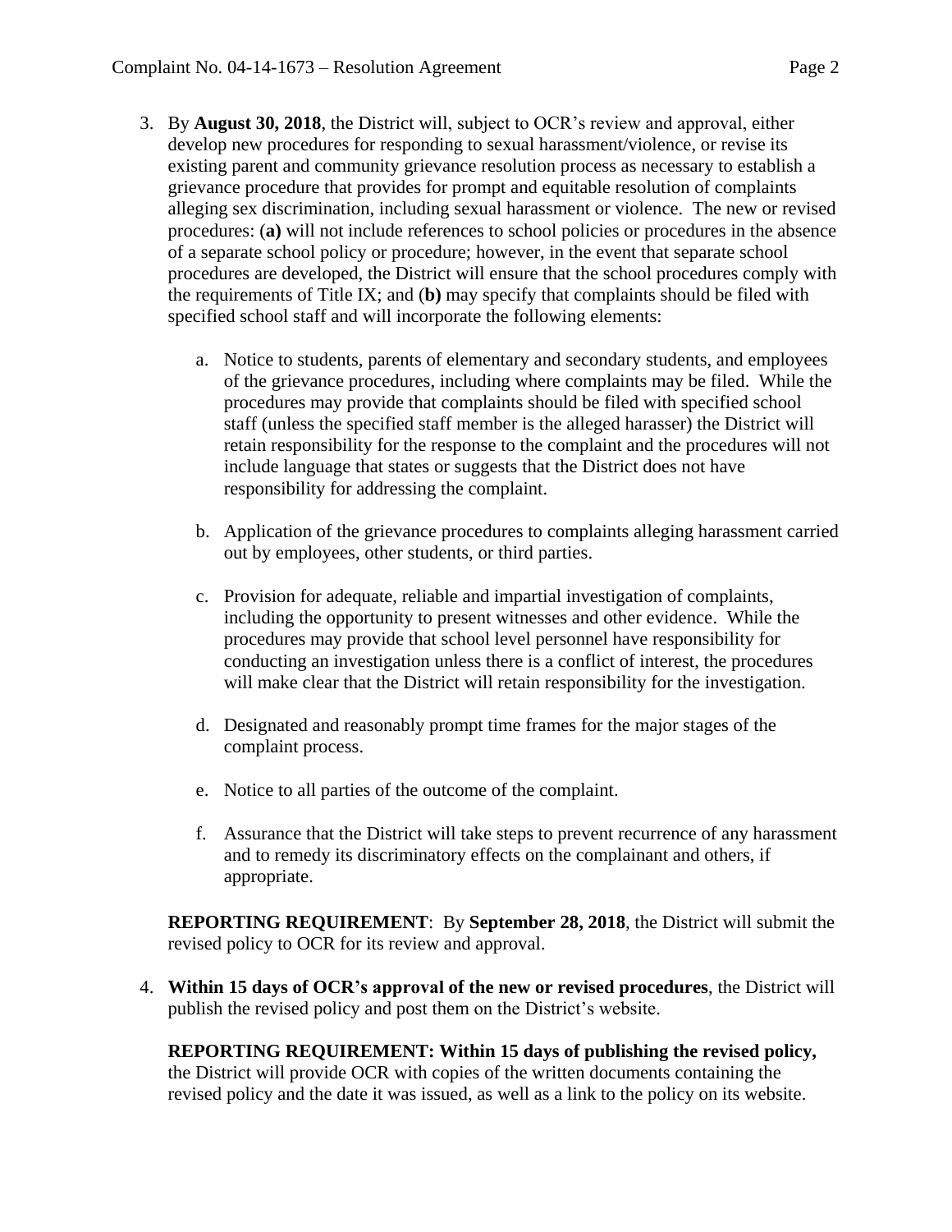3. By **August 30, 2018**, the District will, subject to OCR's review and approval, either develop new procedures for responding to sexual harassment/violence, or revise its existing parent and community grievance resolution process as necessary to establish a grievance procedure that provides for prompt and equitable resolution of complaints alleging sex discrimination, including sexual harassment or violence. The new or revised procedures: (**a)** will not include references to school policies or procedures in the absence of a separate school policy or procedure; however, in the event that separate school procedures are developed, the District will ensure that the school procedures comply with the requirements of Title IX; and (**b)** may specify that complaints should be filed with specified school staff and will incorporate the following elements:

   a. Notice to students, parents of elementary and secondary students, and employees of the grievance procedures, including where complaints may be filed. While the procedures may provide that complaints should be filed with specified school staff (unless the specified staff member is the alleged harasser) the District will retain responsibility for the response to the complaint and the procedures will not include language that states or suggests that the District does not have responsibility for addressing the complaint.

   b. Application of the grievance procedures to complaints alleging harassment carried out by employees, other students, or third parties.

   c. Provision for adequate, reliable and impartial investigation of complaints, including the opportunity to present witnesses and other evidence. While the procedures may provide that school level personnel have responsibility for conducting an investigation unless there is a conflict of interest, the procedures will make clear that the District will retain responsibility for the investigation.

   d. Designated and reasonably prompt time frames for the major stages of the complaint process.

   e. Notice to all parties of the outcome of the complaint.

   f. Assurance that the District will take steps to prevent recurrence of any harassment and to remedy its discriminatory effects on the complainant and others, if appropriate.

   **REPORTING REQUIREMENT**: By **September 28, 2018**, the District will submit the revised policy to OCR for its review and approval.

4. **Within 15 days of OCR's approval of the new or revised procedures**, the District will publish the revised policy and post them on the District's website.

   **REPORTING REQUIREMENT: Within 15 days of publishing the revised policy,** the District will provide OCR with copies of the written documents containing the revised policy and the date it was issued, as well as a link to the policy on its website.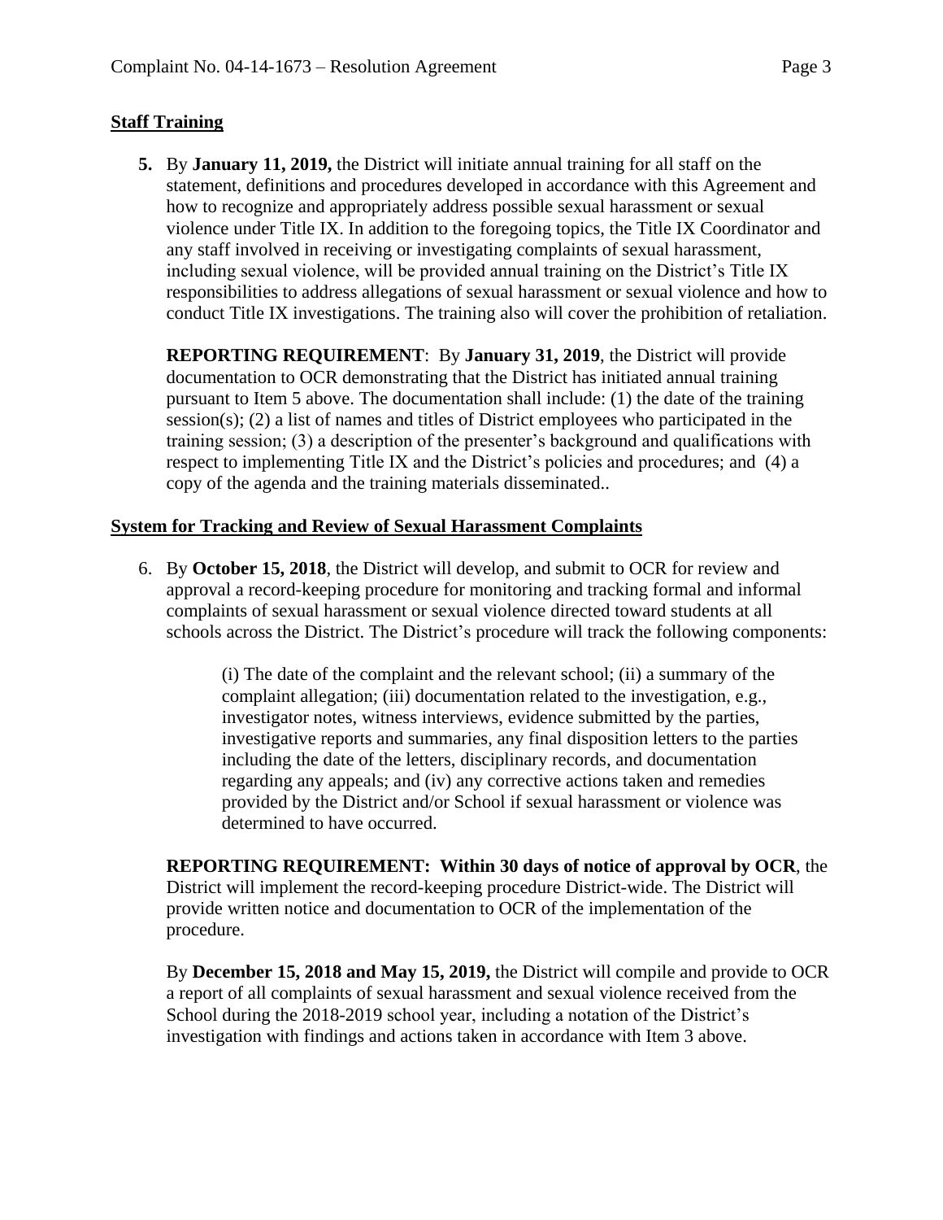**Staff Training**

**5.** By **January 11, 2019,** the District will initiate annual training for all staff on the statement, definitions and procedures developed in accordance with this Agreement and how to recognize and appropriately address possible sexual harassment or sexual violence under Title IX. In addition to the foregoing topics, the Title IX Coordinator and any staff involved in receiving or investigating complaints of sexual harassment, including sexual violence, will be provided annual training on the District's Title IX responsibilities to address allegations of sexual harassment or sexual violence and how to conduct Title IX investigations. The training also will cover the prohibition of retaliation.

**REPORTING REQUIREMENT**: By **January 31, 2019**, the District will provide documentation to OCR demonstrating that the District has initiated annual training pursuant to Item 5 above. The documentation shall include: (1) the date of the training session(s); (2) a list of names and titles of District employees who participated in the training session; (3) a description of the presenter's background and qualifications with respect to implementing Title IX and the District's policies and procedures; and (4) a copy of the agenda and the training materials disseminated..

**System for Tracking and Review of Sexual Harassment Complaints**

6. By **October 15, 2018**, the District will develop, and submit to OCR for review and approval a record-keeping procedure for monitoring and tracking formal and informal complaints of sexual harassment or sexual violence directed toward students at all schools across the District. The District's procedure will track the following components:

   (i) The date of the complaint and the relevant school; (ii) a summary of the complaint allegation; (iii) documentation related to the investigation, e.g., investigator notes, witness interviews, evidence submitted by the parties, investigative reports and summaries, any final disposition letters to the parties including the date of the letters, disciplinary records, and documentation regarding any appeals; and (iv) any corrective actions taken and remedies provided by the District and/or School if sexual harassment or violence was determined to have occurred.

**REPORTING REQUIREMENT: Within 30 days of notice of approval by OCR**, the District will implement the record-keeping procedure District-wide. The District will provide written notice and documentation to OCR of the implementation of the procedure.

By **December 15, 2018 and May 15, 2019,** the District will compile and provide to OCR a report of all complaints of sexual harassment and sexual violence received from the School during the 2018-2019 school year, including a notation of the District's investigation with findings and actions taken in accordance with Item 3 above.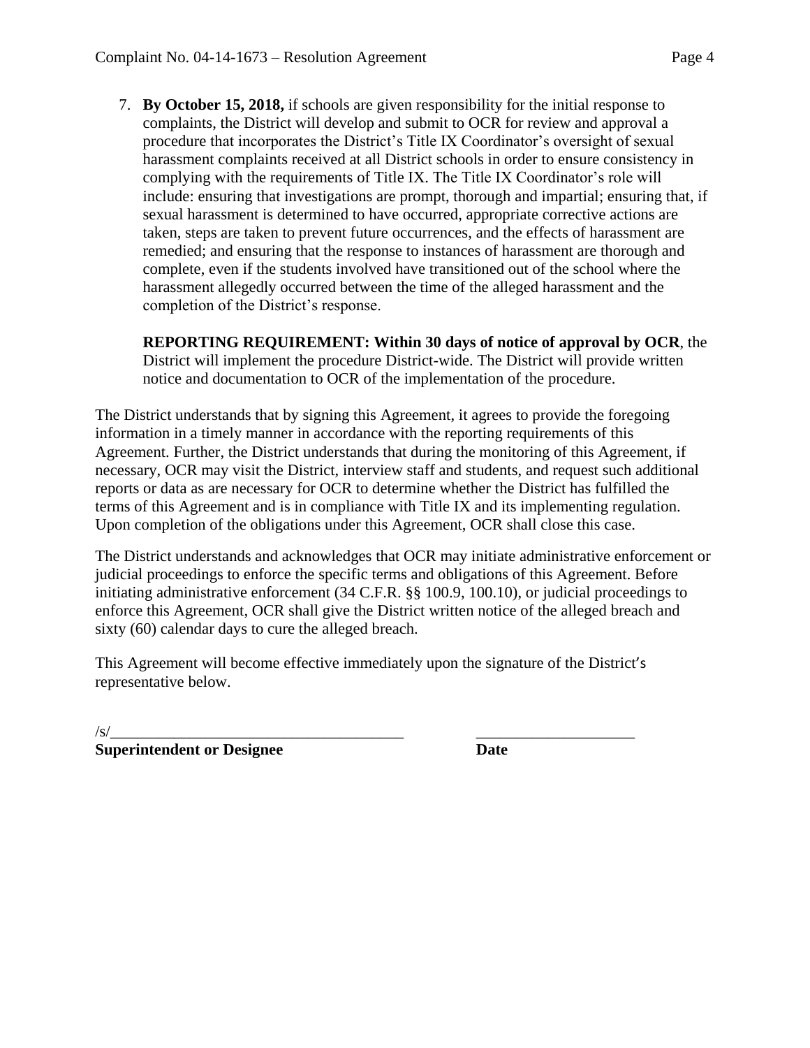7. **By October 15, 2018,** if schools are given responsibility for the initial response to complaints, the District will develop and submit to OCR for review and approval a procedure that incorporates the District's Title IX Coordinator's oversight of sexual harassment complaints received at all District schools in order to ensure consistency in complying with the requirements of Title IX. The Title IX Coordinator's role will include: ensuring that investigations are prompt, thorough and impartial; ensuring that, if sexual harassment is determined to have occurred, appropriate corrective actions are taken, steps are taken to prevent future occurrences, and the effects of harassment are remedied; and ensuring that the response to instances of harassment are thorough and complete, even if the students involved have transitioned out of the school where the harassment allegedly occurred between the time of the alleged harassment and the completion of the District's response.

   **REPORTING REQUIREMENT: Within 30 days of notice of approval by OCR**, the District will implement the procedure District-wide. The District will provide written notice and documentation to OCR of the implementation of the procedure.

The District understands that by signing this Agreement, it agrees to provide the foregoing information in a timely manner in accordance with the reporting requirements of this Agreement. Further, the District understands that during the monitoring of this Agreement, if necessary, OCR may visit the District, interview staff and students, and request such additional reports or data as are necessary for OCR to determine whether the District has fulfilled the terms of this Agreement and is in compliance with Title IX and its implementing regulation. Upon completion of the obligations under this Agreement, OCR shall close this case.

The District understands and acknowledges that OCR may initiate administrative enforcement or judicial proceedings to enforce the specific terms and obligations of this Agreement. Before initiating administrative enforcement (34 C.F.R. §§ 100.9, 100.10), or judicial proceedings to enforce this Agreement, OCR shall give the District written notice of the alleged breach and sixty (60) calendar days to cure the alleged breach.

This Agreement will become effective immediately upon the signature of the District's representative below.

/s/______________________________________ ____________________

**Superintendent or Designee** **Date**